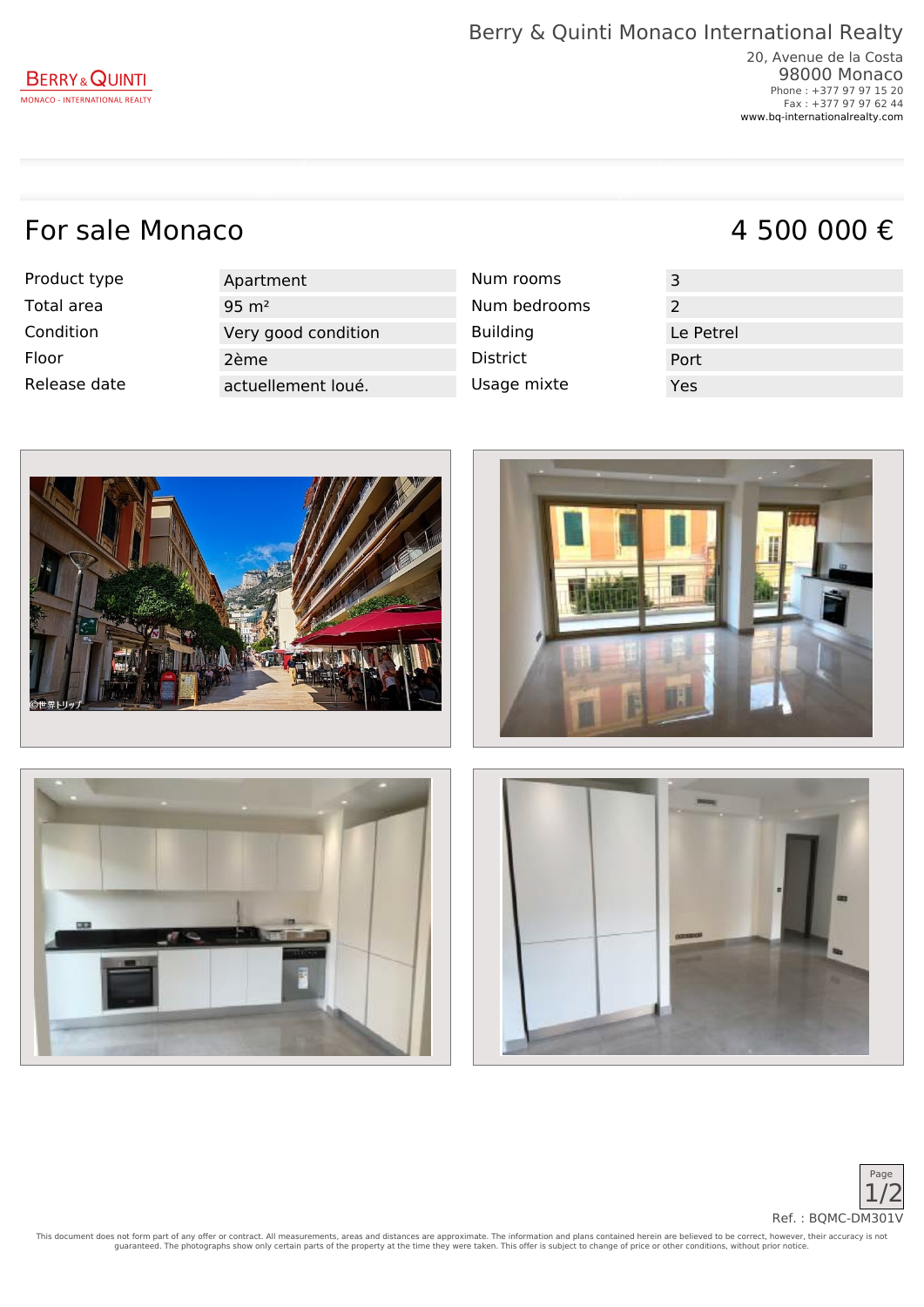Berry & Quinti Monaco International Realty

20, Avenue de la Costa
98000 Monaco
Phone : +377 97 97 15 20
Fax : +377 97 97 62 44
www.bq-internationalrealty.com

# For sale Monaco

**4 500 000 €**

| | | | |
|---|---|---|---|
| Product type | Apartment | Num rooms | 3 |
| Total area | 95 m² | Num bedrooms | 2 |
| Condition | Very good condition | Building | Le Petrel |
| Floor | 2ème | District | Port |
| Release date | actuellement loué. | Usage mixte | Yes |

Ref. : BQMC-DM301V

This document does not form part of any offer or contract. All measurements, areas and distances are approximate. The information and plans contained herein are believed to be correct, however, their accuracy is not guaranteed. The photographs show only certain parts of the property at the time they were taken. This offer is subject to change of price or other conditions, without prior notice.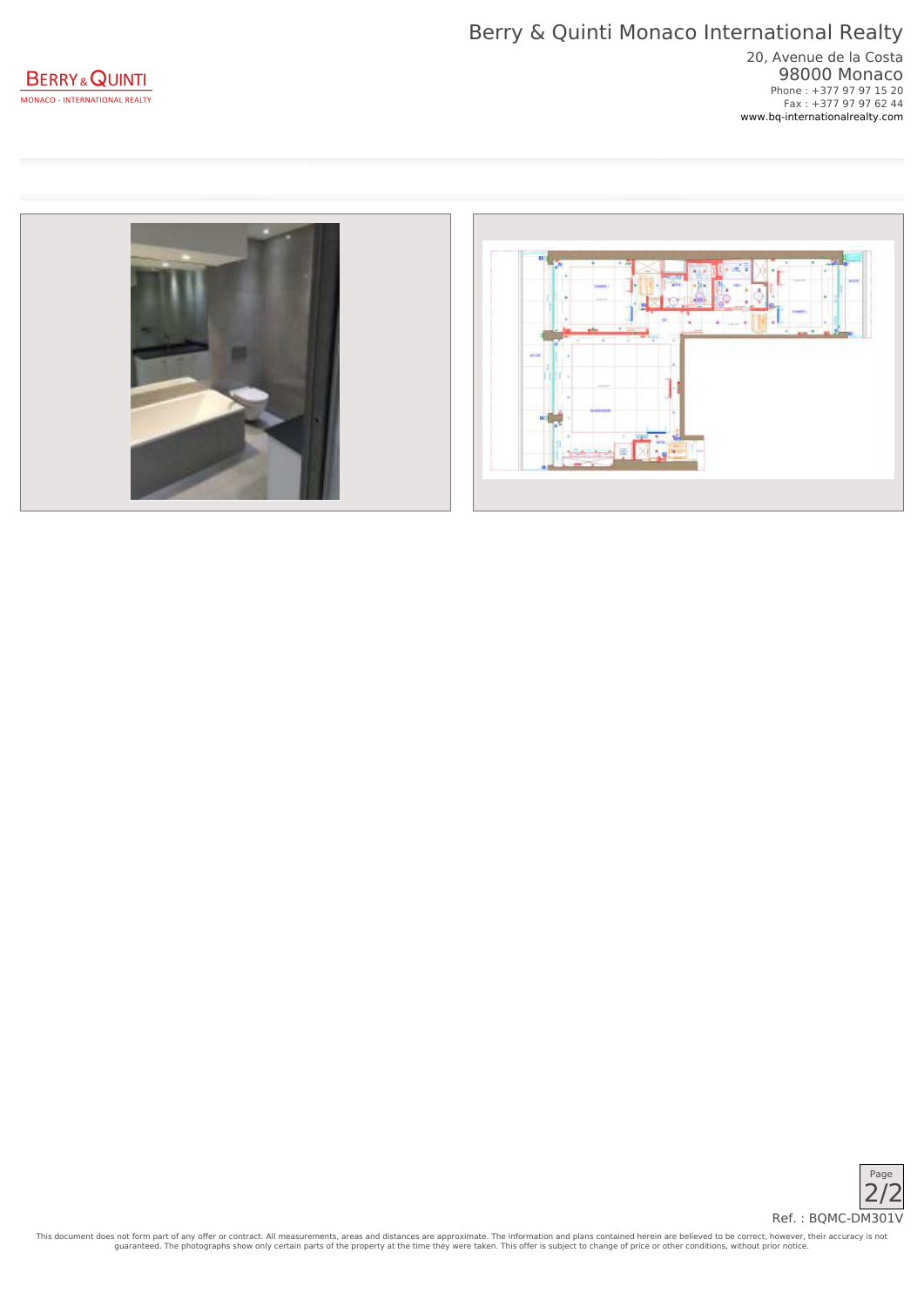Berry & Quinti Monaco International Realty

20, Avenue de la Costa
98000 Monaco
Phone : +377 97 97 15 20
Fax : +377 97 97 62 44
www.bq-internationalrealty.com

Ref. : BQMC-DM301V

This document does not form part of any offer or contract. All measurements, areas and distances are approximate. The information and plans contained herein are believed to be correct, however, their accuracy is not guaranteed. The photographs show only certain parts of the property at the time they were taken. This offer is subject to change of price or other conditions, without prior notice.